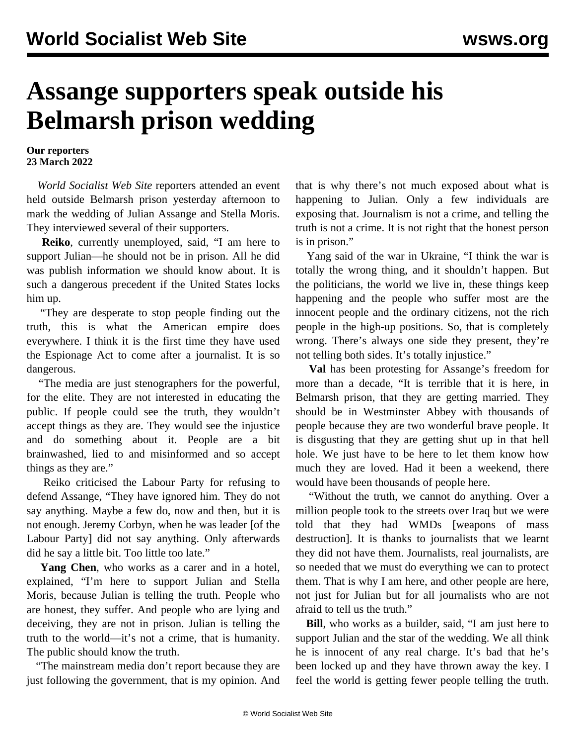# Assange supporters speak outside his Belmarsh prison wedding

**Our reporters**
**23 March 2022**

*World Socialist Web Site* reporters attended an event held outside Belmarsh prison yesterday afternoon to mark the wedding of Julian Assange and Stella Moris. They interviewed several of their supporters.

**Reiko**, currently unemployed, said, "I am here to support Julian—he should not be in prison. All he did was publish information we should know about. It is such a dangerous precedent if the United States locks him up.

"They are desperate to stop people finding out the truth, this is what the American empire does everywhere. I think it is the first time they have used the Espionage Act to come after a journalist. It is so dangerous.

"The media are just stenographers for the powerful, for the elite. They are not interested in educating the public. If people could see the truth, they wouldn't accept things as they are. They would see the injustice and do something about it. People are a bit brainwashed, lied to and misinformed and so accept things as they are."

Reiko criticised the Labour Party for refusing to defend Assange, "They have ignored him. They do not say anything. Maybe a few do, now and then, but it is not enough. Jeremy Corbyn, when he was leader [of the Labour Party] did not say anything. Only afterwards did he say a little bit. Too little too late."

**Yang Chen**, who works as a carer and in a hotel, explained, "I'm here to support Julian and Stella Moris, because Julian is telling the truth. People who are honest, they suffer. And people who are lying and deceiving, they are not in prison. Julian is telling the truth to the world—it's not a crime, that is humanity. The public should know the truth.

"The mainstream media don't report because they are just following the government, that is my opinion. And that is why there's not much exposed about what is happening to Julian. Only a few individuals are exposing that. Journalism is not a crime, and telling the truth is not a crime. It is not right that the honest person is in prison."

Yang said of the war in Ukraine, "I think the war is totally the wrong thing, and it shouldn't happen. But the politicians, the world we live in, these things keep happening and the people who suffer most are the innocent people and the ordinary citizens, not the rich people in the high-up positions. So, that is completely wrong. There's always one side they present, they're not telling both sides. It's totally injustice."

**Val** has been protesting for Assange's freedom for more than a decade, "It is terrible that it is here, in Belmarsh prison, that they are getting married. They should be in Westminster Abbey with thousands of people because they are two wonderful brave people. It is disgusting that they are getting shut up in that hell hole. We just have to be here to let them know how much they are loved. Had it been a weekend, there would have been thousands of people here.

"Without the truth, we cannot do anything. Over a million people took to the streets over Iraq but we were told that they had WMDs [weapons of mass destruction]. It is thanks to journalists that we learnt they did not have them. Journalists, real journalists, are so needed that we must do everything we can to protect them. That is why I am here, and other people are here, not just for Julian but for all journalists who are not afraid to tell us the truth."

**Bill**, who works as a builder, said, "I am just here to support Julian and the star of the wedding. We all think he is innocent of any real charge. It's bad that he's been locked up and they have thrown away the key. I feel the world is getting fewer people telling the truth.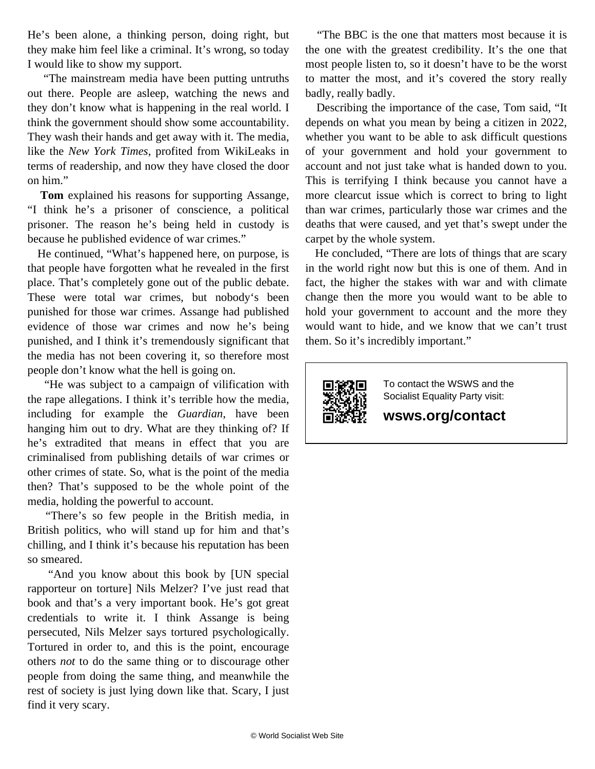He's been alone, a thinking person, doing right, but they make him feel like a criminal. It's wrong, so today I would like to show my support.

"The mainstream media have been putting untruths out there. People are asleep, watching the news and they don't know what is happening in the real world. I think the government should show some accountability. They wash their hands and get away with it. The media, like the *New York Times*, profited from WikiLeaks in terms of readership, and now they have closed the door on him."

**Tom** explained his reasons for supporting Assange, "I think he's a prisoner of conscience, a political prisoner. The reason he's being held in custody is because he published evidence of war crimes."

He continued, "What's happened here, on purpose, is that people have forgotten what he revealed in the first place. That's completely gone out of the public debate. These were total war crimes, but nobody's been punished for those war crimes. Assange had published evidence of those war crimes and now he's being punished, and I think it's tremendously significant that the media has not been covering it, so therefore most people don't know what the hell is going on.

"He was subject to a campaign of vilification with the rape allegations. I think it's terrible how the media, including for example the *Guardian*, have been hanging him out to dry. What are they thinking of? If he's extradited that means in effect that you are criminalised from publishing details of war crimes or other crimes of state. So, what is the point of the media then? That's supposed to be the whole point of the media, holding the powerful to account.

"There's so few people in the British media, in British politics, who will stand up for him and that's chilling, and I think it's because his reputation has been so smeared.

"And you know about this book by [UN special rapporteur on torture] Nils Melzer? I've just read that book and that's a very important book. He's got great credentials to write it. I think Assange is being persecuted, Nils Melzer says tortured psychologically. Tortured in order to, and this is the point, encourage others *not* to do the same thing or to discourage other people from doing the same thing, and meanwhile the rest of society is just lying down like that. Scary, I just find it very scary.

"The BBC is the one that matters most because it is the one with the greatest credibility. It's the one that most people listen to, so it doesn't have to be the worst to matter the most, and it's covered the story really badly, really badly.

Describing the importance of the case, Tom said, "It depends on what you mean by being a citizen in 2022, whether you want to be able to ask difficult questions of your government and hold your government to account and not just take what is handed down to you. This is terrifying I think because you cannot have a more clearcut issue which is correct to bring to light than war crimes, particularly those war crimes and the deaths that were caused, and yet that's swept under the carpet by the whole system.

He concluded, "There are lots of things that are scary in the world right now but this is one of them. And in fact, the higher the stakes with war and with climate change then the more you would want to be able to hold your government to account and the more they would want to hide, and we know that we can't trust them. So it's incredibly important."

To contact the WSWS and the Socialist Equality Party visit:

**wsws.org/contact**